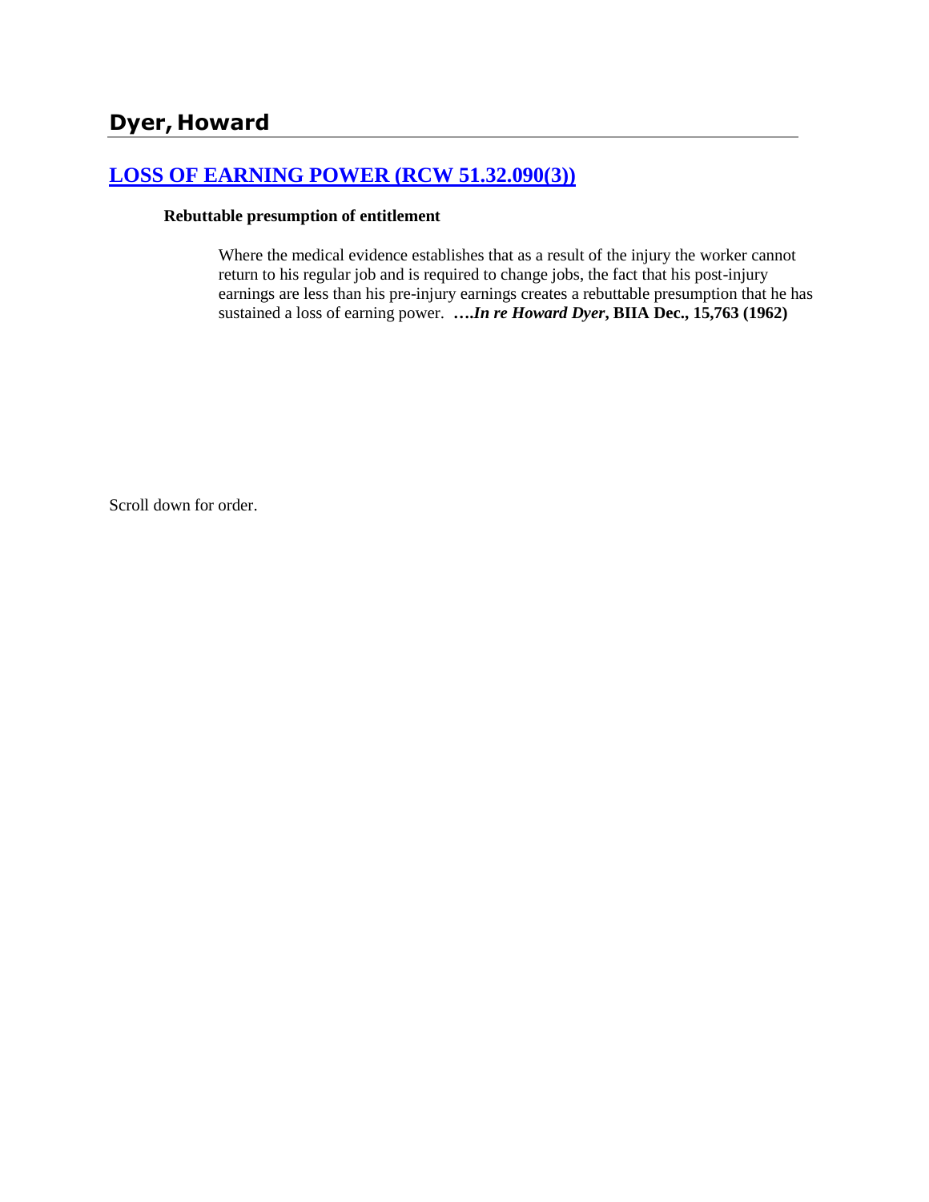## Dyer, Howard

### [LOSS OF EARNING POWER (RCW 51.32.090(3))]

**Rebuttable presumption of entitlement**

Where the medical evidence establishes that as a result of the injury the worker cannot return to his regular job and is required to change jobs, the fact that his post-injury earnings are less than his pre-injury earnings creates a rebuttable presumption that he has sustained a loss of earning power. ***….In re Howard Dyer*, BIIA Dec., 15,763 (1962)**

Scroll down for order.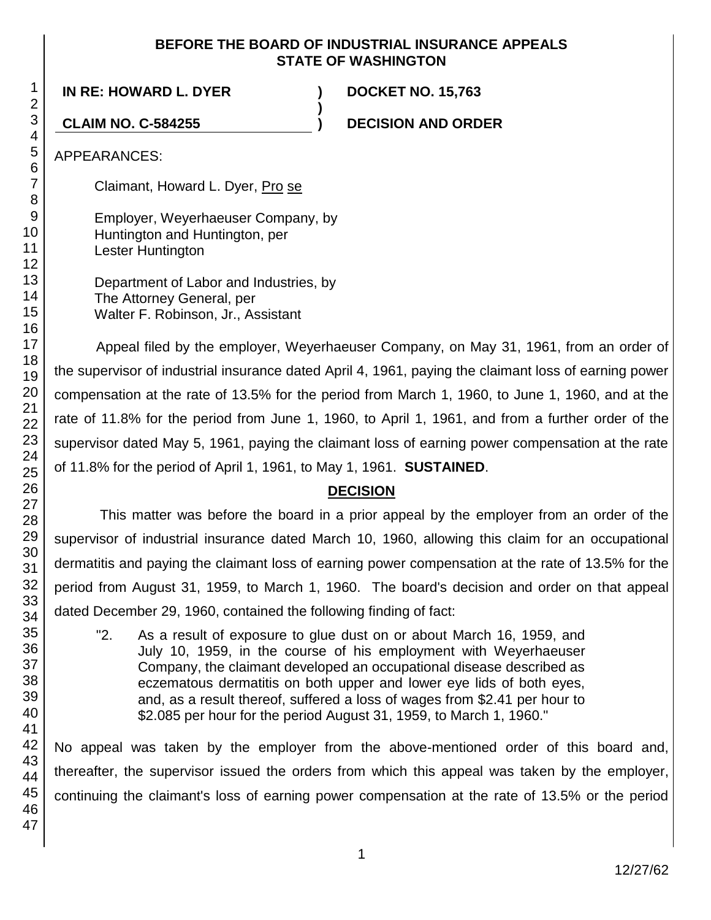**BEFORE THE BOARD OF INDUSTRIAL INSURANCE APPEALS STATE OF WASHINGTON**

**IN RE: HOWARD L. DYER** ) **DOCKET NO. 15,763**
)
**CLAIM NO. C-584255** ) **DECISION AND ORDER**

APPEARANCES:

Claimant, Howard L. Dyer, Pro se

Employer, Weyerhaeuser Company, by
Huntington and Huntington, per
Lester Huntington

Department of Labor and Industries, by
The Attorney General, per
Walter F. Robinson, Jr., Assistant

Appeal filed by the employer, Weyerhaeuser Company, on May 31, 1961, from an order of the supervisor of industrial insurance dated April 4, 1961, paying the claimant loss of earning power compensation at the rate of 13.5% for the period from March 1, 1960, to June 1, 1960, and at the rate of 11.8% for the period from June 1, 1960, to April 1, 1961, and from a further order of the supervisor dated May 5, 1961, paying the claimant loss of earning power compensation at the rate of 11.8% for the period of April 1, 1961, to May 1, 1961. **SUSTAINED**.

## DECISION

This matter was before the board in a prior appeal by the employer from an order of the supervisor of industrial insurance dated March 10, 1960, allowing this claim for an occupational dermatitis and paying the claimant loss of earning power compensation at the rate of 13.5% for the period from August 31, 1959, to March 1, 1960. The board's decision and order on that appeal dated December 29, 1960, contained the following finding of fact:

> "2. As a result of exposure to glue dust on or about March 16, 1959, and July 10, 1959, in the course of his employment with Weyerhaeuser Company, the claimant developed an occupational disease described as eczematous dermatitis on both upper and lower eye lids of both eyes, and, as a result thereof, suffered a loss of wages from $2.41 per hour to $2.085 per hour for the period August 31, 1959, to March 1, 1960."

No appeal was taken by the employer from the above-mentioned order of this board and, thereafter, the supervisor issued the orders from which this appeal was taken by the employer, continuing the claimant's loss of earning power compensation at the rate of 13.5% or the period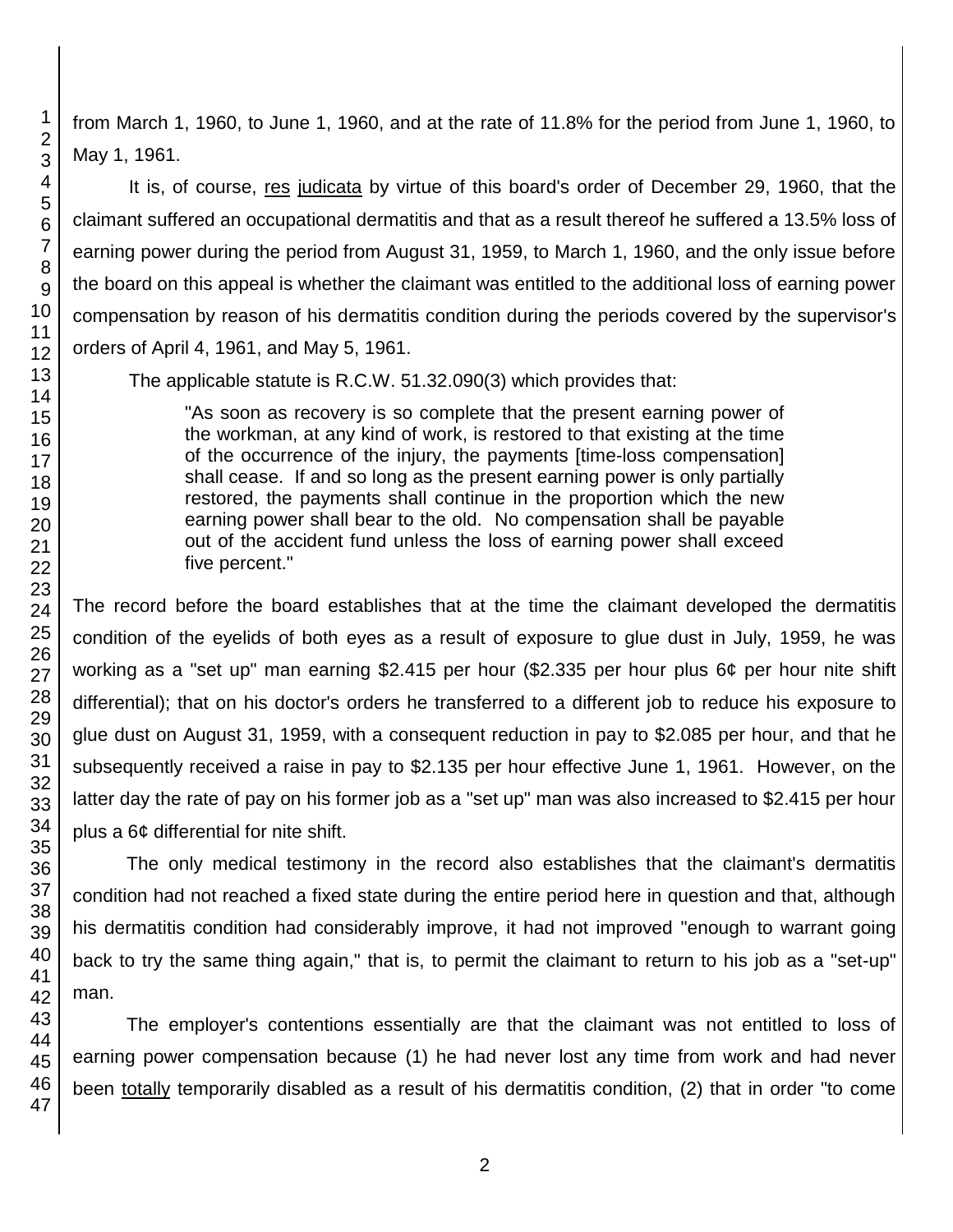from March 1, 1960, to June 1, 1960, and at the rate of 11.8% for the period from June 1, 1960, to May 1, 1961.

It is, of course, res judicata by virtue of this board's order of December 29, 1960, that the claimant suffered an occupational dermatitis and that as a result thereof he suffered a 13.5% loss of earning power during the period from August 31, 1959, to March 1, 1960, and the only issue before the board on this appeal is whether the claimant was entitled to the additional loss of earning power compensation by reason of his dermatitis condition during the periods covered by the supervisor's orders of April 4, 1961, and May 5, 1961.

The applicable statute is R.C.W. 51.32.090(3) which provides that:

> "As soon as recovery is so complete that the present earning power of the workman, at any kind of work, is restored to that existing at the time of the occurrence of the injury, the payments [time-loss compensation] shall cease. If and so long as the present earning power is only partially restored, the payments shall continue in the proportion which the new earning power shall bear to the old. No compensation shall be payable out of the accident fund unless the loss of earning power shall exceed five percent."

The record before the board establishes that at the time the claimant developed the dermatitis condition of the eyelids of both eyes as a result of exposure to glue dust in July, 1959, he was working as a "set up" man earning $2.415 per hour ($2.335 per hour plus 6¢ per hour nite shift differential); that on his doctor's orders he transferred to a different job to reduce his exposure to glue dust on August 31, 1959, with a consequent reduction in pay to $2.085 per hour, and that he subsequently received a raise in pay to $2.135 per hour effective June 1, 1961. However, on the latter day the rate of pay on his former job as a "set up" man was also increased to $2.415 per hour plus a 6¢ differential for nite shift.

The only medical testimony in the record also establishes that the claimant's dermatitis condition had not reached a fixed state during the entire period here in question and that, although his dermatitis condition had considerably improve, it had not improved "enough to warrant going back to try the same thing again," that is, to permit the claimant to return to his job as a "set-up" man.

The employer's contentions essentially are that the claimant was not entitled to loss of earning power compensation because (1) he had never lost any time from work and had never been totally temporarily disabled as a result of his dermatitis condition, (2) that in order "to come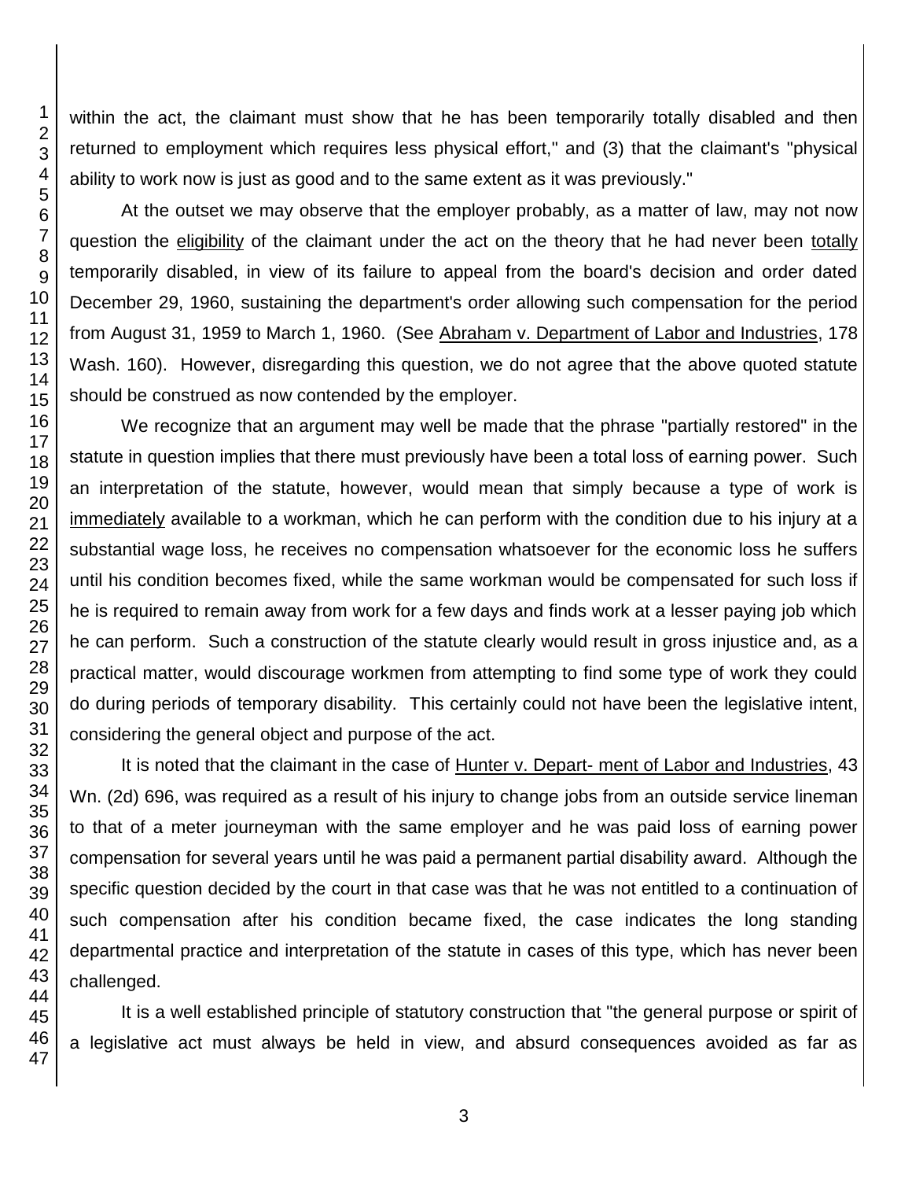within the act, the claimant must show that he has been temporarily totally disabled and then returned to employment which requires less physical effort," and (3) that the claimant's "physical ability to work now is just as good and to the same extent as it was previously."

At the outset we may observe that the employer probably, as a matter of law, may not now question the eligibility of the claimant under the act on the theory that he had never been totally temporarily disabled, in view of its failure to appeal from the board's decision and order dated December 29, 1960, sustaining the department's order allowing such compensation for the period from August 31, 1959 to March 1, 1960. (See Abraham v. Department of Labor and Industries, 178 Wash. 160). However, disregarding this question, we do not agree that the above quoted statute should be construed as now contended by the employer.

We recognize that an argument may well be made that the phrase "partially restored" in the statute in question implies that there must previously have been a total loss of earning power. Such an interpretation of the statute, however, would mean that simply because a type of work is immediately available to a workman, which he can perform with the condition due to his injury at a substantial wage loss, he receives no compensation whatsoever for the economic loss he suffers until his condition becomes fixed, while the same workman would be compensated for such loss if he is required to remain away from work for a few days and finds work at a lesser paying job which he can perform. Such a construction of the statute clearly would result in gross injustice and, as a practical matter, would discourage workmen from attempting to find some type of work they could do during periods of temporary disability. This certainly could not have been the legislative intent, considering the general object and purpose of the act.

It is noted that the claimant in the case of Hunter v. Depart- ment of Labor and Industries, 43 Wn. (2d) 696, was required as a result of his injury to change jobs from an outside service lineman to that of a meter journeyman with the same employer and he was paid loss of earning power compensation for several years until he was paid a permanent partial disability award. Although the specific question decided by the court in that case was that he was not entitled to a continuation of such compensation after his condition became fixed, the case indicates the long standing departmental practice and interpretation of the statute in cases of this type, which has never been challenged.

It is a well established principle of statutory construction that "the general purpose or spirit of a legislative act must always be held in view, and absurd consequences avoided as far as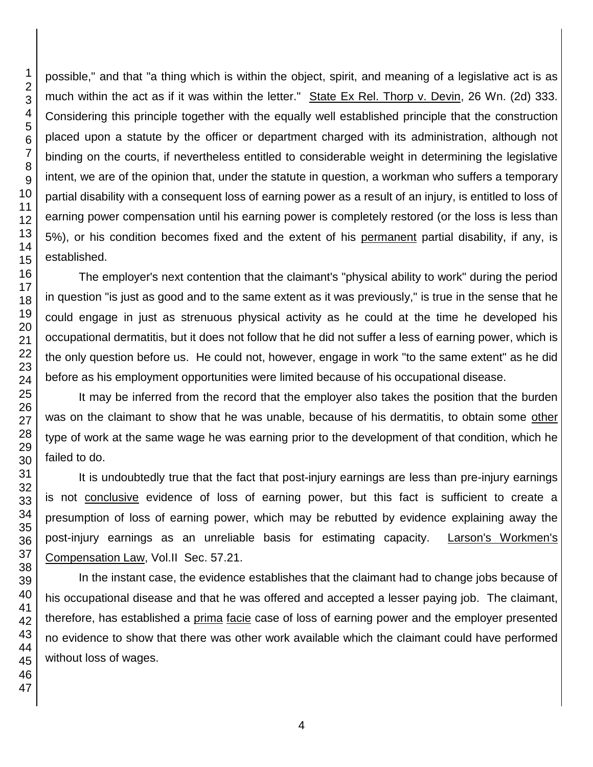possible," and that "a thing which is within the object, spirit, and meaning of a legislative act is as much within the act as if it was within the letter." State Ex Rel. Thorp v. Devin, 26 Wn. (2d) 333. Considering this principle together with the equally well established principle that the construction placed upon a statute by the officer or department charged with its administration, although not binding on the courts, if nevertheless entitled to considerable weight in determining the legislative intent, we are of the opinion that, under the statute in question, a workman who suffers a temporary partial disability with a consequent loss of earning power as a result of an injury, is entitled to loss of earning power compensation until his earning power is completely restored (or the loss is less than 5%), or his condition becomes fixed and the extent of his permanent partial disability, if any, is established.

The employer's next contention that the claimant's "physical ability to work" during the period in question "is just as good and to the same extent as it was previously," is true in the sense that he could engage in just as strenuous physical activity as he could at the time he developed his occupational dermatitis, but it does not follow that he did not suffer a less of earning power, which is the only question before us. He could not, however, engage in work "to the same extent" as he did before as his employment opportunities were limited because of his occupational disease.

It may be inferred from the record that the employer also takes the position that the burden was on the claimant to show that he was unable, because of his dermatitis, to obtain some other type of work at the same wage he was earning prior to the development of that condition, which he failed to do.

It is undoubtedly true that the fact that post-injury earnings are less than pre-injury earnings is not conclusive evidence of loss of earning power, but this fact is sufficient to create a presumption of loss of earning power, which may be rebutted by evidence explaining away the post-injury earnings as an unreliable basis for estimating capacity. Larson's Workmen's Compensation Law, Vol.II Sec. 57.21.

In the instant case, the evidence establishes that the claimant had to change jobs because of his occupational disease and that he was offered and accepted a lesser paying job. The claimant, therefore, has established a prima facie case of loss of earning power and the employer presented no evidence to show that there was other work available which the claimant could have performed without loss of wages.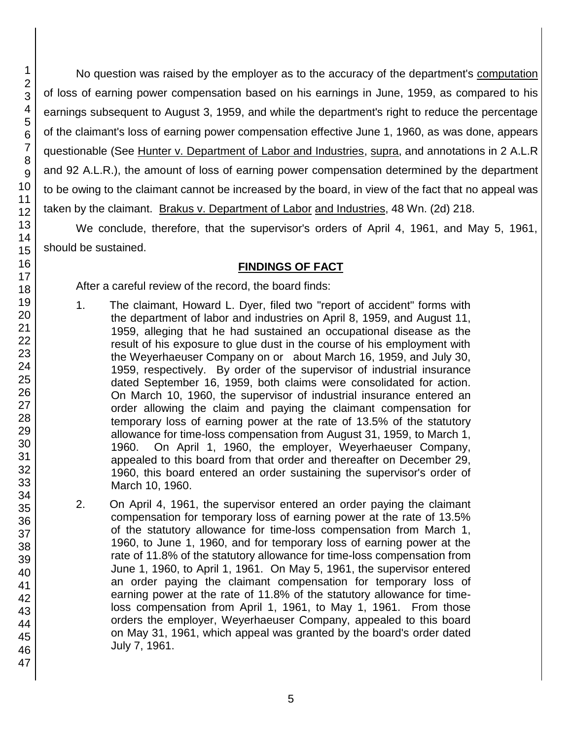No question was raised by the employer as to the accuracy of the department's computation of loss of earning power compensation based on his earnings in June, 1959, as compared to his earnings subsequent to August 3, 1959, and while the department's right to reduce the percentage of the claimant's loss of earning power compensation effective June 1, 1960, as was done, appears questionable (See Hunter v. Department of Labor and Industries, supra, and annotations in 2 A.L.R and 92 A.L.R.), the amount of loss of earning power compensation determined by the department to be owing to the claimant cannot be increased by the board, in view of the fact that no appeal was taken by the claimant. Brakus v. Department of Labor and Industries, 48 Wn. (2d) 218.

We conclude, therefore, that the supervisor's orders of April 4, 1961, and May 5, 1961, should be sustained.

## FINDINGS OF FACT

After a careful review of the record, the board finds:

1. The claimant, Howard L. Dyer, filed two "report of accident" forms with the department of labor and industries on April 8, 1959, and August 11, 1959, alleging that he had sustained an occupational disease as the result of his exposure to glue dust in the course of his employment with the Weyerhaeuser Company on or about March 16, 1959, and July 30, 1959, respectively. By order of the supervisor of industrial insurance dated September 16, 1959, both claims were consolidated for action. On March 10, 1960, the supervisor of industrial insurance entered an order allowing the claim and paying the claimant compensation for temporary loss of earning power at the rate of 13.5% of the statutory allowance for time-loss compensation from August 31, 1959, to March 1, 1960. On April 1, 1960, the employer, Weyerhaeuser Company, appealed to this board from that order and thereafter on December 29, 1960, this board entered an order sustaining the supervisor's order of March 10, 1960.

2. On April 4, 1961, the supervisor entered an order paying the claimant compensation for temporary loss of earning power at the rate of 13.5% of the statutory allowance for time-loss compensation from March 1, 1960, to June 1, 1960, and for temporary loss of earning power at the rate of 11.8% of the statutory allowance for time-loss compensation from June 1, 1960, to April 1, 1961. On May 5, 1961, the supervisor entered an order paying the claimant compensation for temporary loss of earning power at the rate of 11.8% of the statutory allowance for time-loss compensation from April 1, 1961, to May 1, 1961. From those orders the employer, Weyerhaeuser Company, appealed to this board on May 31, 1961, which appeal was granted by the board's order dated July 7, 1961.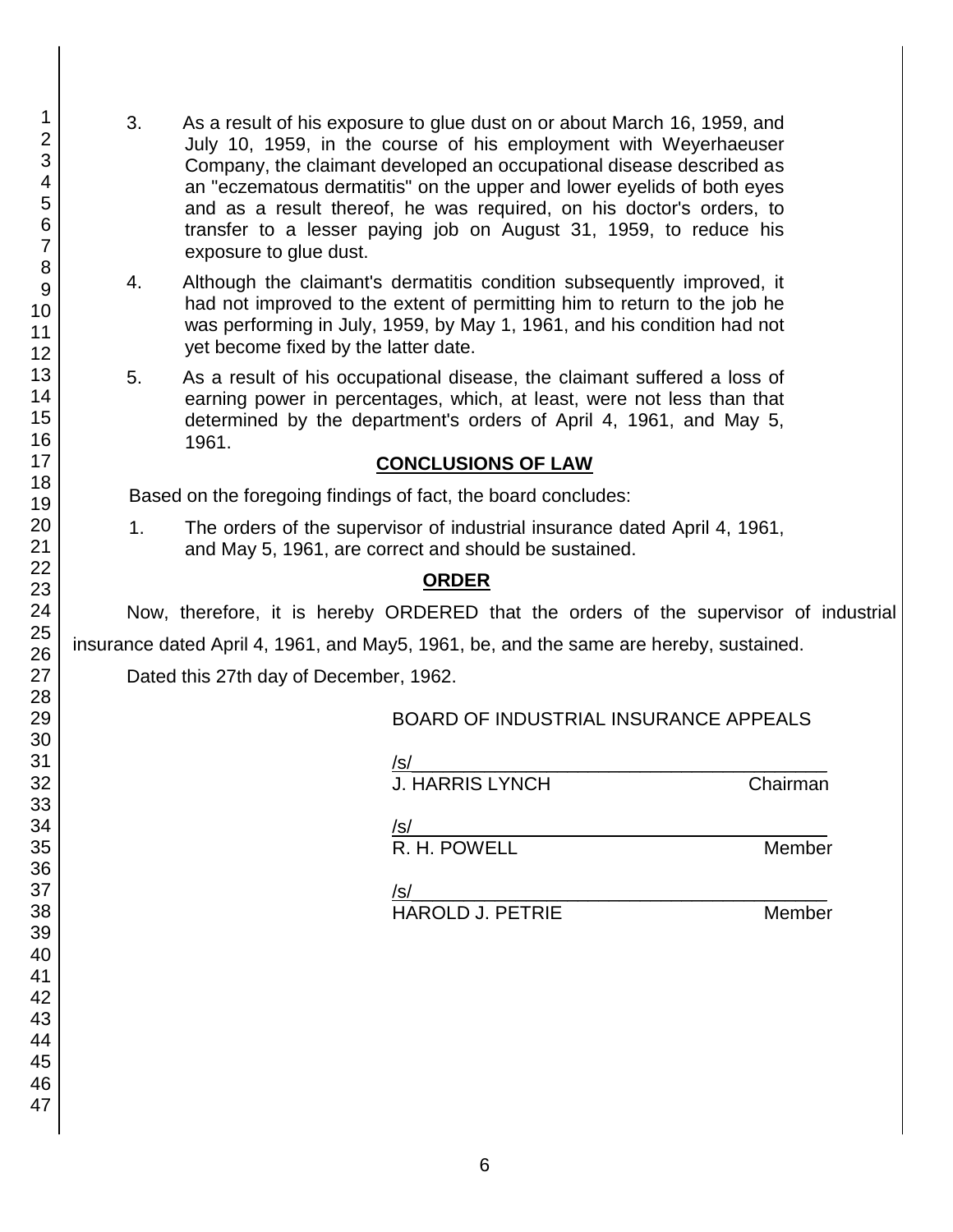3. As a result of his exposure to glue dust on or about March 16, 1959, and July 10, 1959, in the course of his employment with Weyerhaeuser Company, the claimant developed an occupational disease described as an "eczematous dermatitis" on the upper and lower eyelids of both eyes and as a result thereof, he was required, on his doctor's orders, to transfer to a lesser paying job on August 31, 1959, to reduce his exposure to glue dust.

4. Although the claimant's dermatitis condition subsequently improved, it had not improved to the extent of permitting him to return to the job he was performing in July, 1959, by May 1, 1961, and his condition had not yet become fixed by the latter date.

5. As a result of his occupational disease, the claimant suffered a loss of earning power in percentages, which, at least, were not less than that determined by the department's orders of April 4, 1961, and May 5, 1961.

## CONCLUSIONS OF LAW

Based on the foregoing findings of fact, the board concludes:

1. The orders of the supervisor of industrial insurance dated April 4, 1961, and May 5, 1961, are correct and should be sustained.

## ORDER

Now, therefore, it is hereby ORDERED that the orders of the supervisor of industrial insurance dated April 4, 1961, and May5, 1961, be, and the same are hereby, sustained.

Dated this 27th day of December, 1962.

BOARD OF INDUSTRIAL INSURANCE APPEALS

/s/
J. HARRIS LYNCH Chairman

/s/
R. H. POWELL Member

/s/
HAROLD J. PETRIE Member